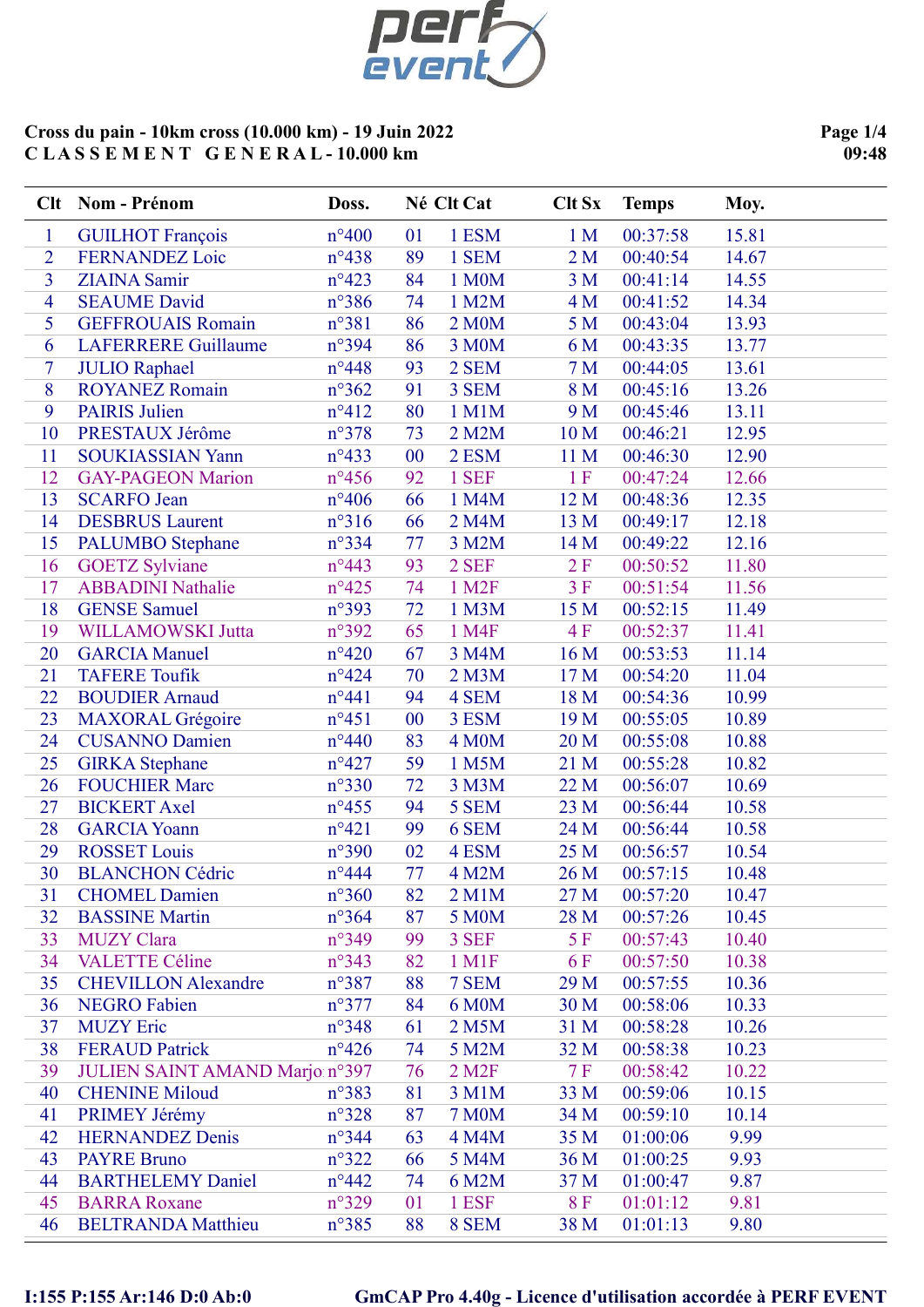**Cross du pain - 10km cross (10.000 km) - 19 Juin 2022**
**C L A S S E M E N T   G E N E R A L - 10.000 km**

| Clt | Nom - Prénom | Doss. | Né | Clt Cat | Clt Sx | Temps | Moy. |
|---|---|---|---|---|---|---|---|
| 1 | GUILHOT François | n°400 | 01 | 1 ESM | 1 M | 00:37:58 | 15.81 |
| 2 | FERNANDEZ Loic | n°438 | 89 | 1 SEM | 2 M | 00:40:54 | 14.67 |
| 3 | ZIAINA Samir | n°423 | 84 | 1 M0M | 3 M | 00:41:14 | 14.55 |
| 4 | SEAUME David | n°386 | 74 | 1 M2M | 4 M | 00:41:52 | 14.34 |
| 5 | GEFFROUAIS Romain | n°381 | 86 | 2 M0M | 5 M | 00:43:04 | 13.93 |
| 6 | LAFERRERE Guillaume | n°394 | 86 | 3 M0M | 6 M | 00:43:35 | 13.77 |
| 7 | JULIO Raphael | n°448 | 93 | 2 SEM | 7 M | 00:44:05 | 13.61 |
| 8 | ROYANEZ Romain | n°362 | 91 | 3 SEM | 8 M | 00:45:16 | 13.26 |
| 9 | PAIRIS Julien | n°412 | 80 | 1 M1M | 9 M | 00:45:46 | 13.11 |
| 10 | PRESTAUX Jérôme | n°378 | 73 | 2 M2M | 10 M | 00:46:21 | 12.95 |
| 11 | SOUKIASSIAN Yann | n°433 | 00 | 2 ESM | 11 M | 00:46:30 | 12.90 |
| 12 | GAY-PAGEON Marion | n°456 | 92 | 1 SEF | 1 F | 00:47:24 | 12.66 |
| 13 | SCARFO Jean | n°406 | 66 | 1 M4M | 12 M | 00:48:36 | 12.35 |
| 14 | DESBRUS Laurent | n°316 | 66 | 2 M4M | 13 M | 00:49:17 | 12.18 |
| 15 | PALUMBO Stephane | n°334 | 77 | 3 M2M | 14 M | 00:49:22 | 12.16 |
| 16 | GOETZ Sylviane | n°443 | 93 | 2 SEF | 2 F | 00:50:52 | 11.80 |
| 17 | ABBADINI Nathalie | n°425 | 74 | 1 M2F | 3 F | 00:51:54 | 11.56 |
| 18 | GENSE Samuel | n°393 | 72 | 1 M3M | 15 M | 00:52:15 | 11.49 |
| 19 | WILLAMOWSKI Jutta | n°392 | 65 | 1 M4F | 4 F | 00:52:37 | 11.41 |
| 20 | GARCIA Manuel | n°420 | 67 | 3 M4M | 16 M | 00:53:53 | 11.14 |
| 21 | TAFERE Toufik | n°424 | 70 | 2 M3M | 17 M | 00:54:20 | 11.04 |
| 22 | BOUDIER Arnaud | n°441 | 94 | 4 SEM | 18 M | 00:54:36 | 10.99 |
| 23 | MAXORAL Grégoire | n°451 | 00 | 3 ESM | 19 M | 00:55:05 | 10.89 |
| 24 | CUSANNO Damien | n°440 | 83 | 4 M0M | 20 M | 00:55:08 | 10.88 |
| 25 | GIRKA Stephane | n°427 | 59 | 1 M5M | 21 M | 00:55:28 | 10.82 |
| 26 | FOUCHIER Marc | n°330 | 72 | 3 M3M | 22 M | 00:56:07 | 10.69 |
| 27 | BICKERT Axel | n°455 | 94 | 5 SEM | 23 M | 00:56:44 | 10.58 |
| 28 | GARCIA Yoann | n°421 | 99 | 6 SEM | 24 M | 00:56:44 | 10.58 |
| 29 | ROSSET Louis | n°390 | 02 | 4 ESM | 25 M | 00:56:57 | 10.54 |
| 30 | BLANCHON Cédric | n°444 | 77 | 4 M2M | 26 M | 00:57:15 | 10.48 |
| 31 | CHOMEL Damien | n°360 | 82 | 2 M1M | 27 M | 00:57:20 | 10.47 |
| 32 | BASSINE Martin | n°364 | 87 | 5 M0M | 28 M | 00:57:26 | 10.45 |
| 33 | MUZY Clara | n°349 | 99 | 3 SEF | 5 F | 00:57:43 | 10.40 |
| 34 | VALETTE Céline | n°343 | 82 | 1 M1F | 6 F | 00:57:50 | 10.38 |
| 35 | CHEVILLON Alexandre | n°387 | 88 | 7 SEM | 29 M | 00:57:55 | 10.36 |
| 36 | NEGRO Fabien | n°377 | 84 | 6 M0M | 30 M | 00:58:06 | 10.33 |
| 37 | MUZY Eric | n°348 | 61 | 2 M5M | 31 M | 00:58:28 | 10.26 |
| 38 | FERAUD Patrick | n°426 | 74 | 5 M2M | 32 M | 00:58:38 | 10.23 |
| 39 | JULIEN SAINT AMAND Marjo | n°397 | 76 | 2 M2F | 7 F | 00:58:42 | 10.22 |
| 40 | CHENINE Miloud | n°383 | 81 | 3 M1M | 33 M | 00:59:06 | 10.15 |
| 41 | PRIMEY Jérémy | n°328 | 87 | 7 M0M | 34 M | 00:59:10 | 10.14 |
| 42 | HERNANDEZ Denis | n°344 | 63 | 4 M4M | 35 M | 01:00:06 | 9.99 |
| 43 | PAYRE Bruno | n°322 | 66 | 5 M4M | 36 M | 01:00:25 | 9.93 |
| 44 | BARTHELEMY Daniel | n°442 | 74 | 6 M2M | 37 M | 01:00:47 | 9.87 |
| 45 | BARRA Roxane | n°329 | 01 | 1 ESF | 8 F | 01:01:12 | 9.81 |
| 46 | BELTRANDA Matthieu | n°385 | 88 | 8 SEM | 38 M | 01:01:13 | 9.80 |

I:155 P:155 Ar:146 D:0 Ab:0

GmCAP Pro 4.40g - Licence d'utilisation accordée à PERF EVENT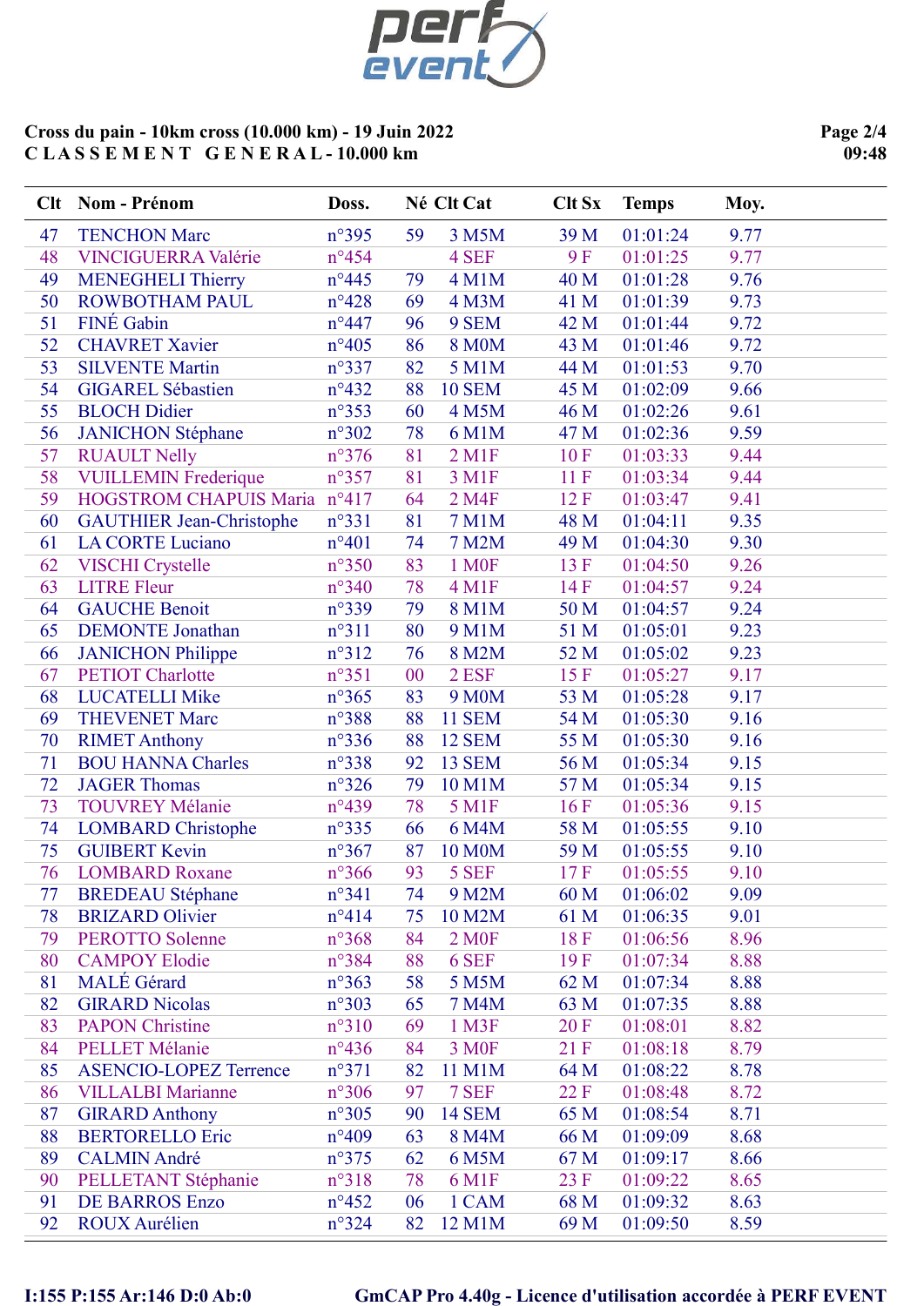**Cross du pain - 10km cross (10.000 km) - 19 Juin 2022**
**C L A S S E M E N T   G E N E R A L - 10.000 km**

**Page 2/4**
**09:48**

| Clt | Nom - Prénom | Doss. | Né | Clt Cat | Clt Sx | Temps | Moy. |
|---|---|---|---|---|---|---|---|
| 47 | TENCHON Marc | n°395 | 59 | 3 M5M | 39 M | 01:01:24 | 9.77 |
| 48 | VINCIGUERRA Valérie | n°454 | | 4 SEF | 9 F | 01:01:25 | 9.77 |
| 49 | MENEGHELI Thierry | n°445 | 79 | 4 M1M | 40 M | 01:01:28 | 9.76 |
| 50 | ROWBOTHAM PAUL | n°428 | 69 | 4 M3M | 41 M | 01:01:39 | 9.73 |
| 51 | FINÉ Gabin | n°447 | 96 | 9 SEM | 42 M | 01:01:44 | 9.72 |
| 52 | CHAVRET Xavier | n°405 | 86 | 8 M0M | 43 M | 01:01:46 | 9.72 |
| 53 | SILVENTE Martin | n°337 | 82 | 5 M1M | 44 M | 01:01:53 | 9.70 |
| 54 | GIGAREL Sébastien | n°432 | 88 | 10 SEM | 45 M | 01:02:09 | 9.66 |
| 55 | BLOCH Didier | n°353 | 60 | 4 M5M | 46 M | 01:02:26 | 9.61 |
| 56 | JANICHON Stéphane | n°302 | 78 | 6 M1M | 47 M | 01:02:36 | 9.59 |
| 57 | RUAULT Nelly | n°376 | 81 | 2 M1F | 10 F | 01:03:33 | 9.44 |
| 58 | VUILLEMIN Frederique | n°357 | 81 | 3 M1F | 11 F | 01:03:34 | 9.44 |
| 59 | HOGSTROM CHAPUIS Maria | n°417 | 64 | 2 M4F | 12 F | 01:03:47 | 9.41 |
| 60 | GAUTHIER Jean-Christophe | n°331 | 81 | 7 M1M | 48 M | 01:04:11 | 9.35 |
| 61 | LA CORTE Luciano | n°401 | 74 | 7 M2M | 49 M | 01:04:30 | 9.30 |
| 62 | VISCHI Crystelle | n°350 | 83 | 1 M0F | 13 F | 01:04:50 | 9.26 |
| 63 | LITRE Fleur | n°340 | 78 | 4 M1F | 14 F | 01:04:57 | 9.24 |
| 64 | GAUCHE Benoit | n°339 | 79 | 8 M1M | 50 M | 01:04:57 | 9.24 |
| 65 | DEMONTE Jonathan | n°311 | 80 | 9 M1M | 51 M | 01:05:01 | 9.23 |
| 66 | JANICHON Philippe | n°312 | 76 | 8 M2M | 52 M | 01:05:02 | 9.23 |
| 67 | PETIOT Charlotte | n°351 | 00 | 2 ESF | 15 F | 01:05:27 | 9.17 |
| 68 | LUCATELLI Mike | n°365 | 83 | 9 M0M | 53 M | 01:05:28 | 9.17 |
| 69 | THEVENET Marc | n°388 | 88 | 11 SEM | 54 M | 01:05:30 | 9.16 |
| 70 | RIMET Anthony | n°336 | 88 | 12 SEM | 55 M | 01:05:30 | 9.16 |
| 71 | BOU HANNA Charles | n°338 | 92 | 13 SEM | 56 M | 01:05:34 | 9.15 |
| 72 | JAGER Thomas | n°326 | 79 | 10 M1M | 57 M | 01:05:34 | 9.15 |
| 73 | TOUVREY Mélanie | n°439 | 78 | 5 M1F | 16 F | 01:05:36 | 9.15 |
| 74 | LOMBARD Christophe | n°335 | 66 | 6 M4M | 58 M | 01:05:55 | 9.10 |
| 75 | GUIBERT Kevin | n°367 | 87 | 10 M0M | 59 M | 01:05:55 | 9.10 |
| 76 | LOMBARD Roxane | n°366 | 93 | 5 SEF | 17 F | 01:05:55 | 9.10 |
| 77 | BREDEAU Stéphane | n°341 | 74 | 9 M2M | 60 M | 01:06:02 | 9.09 |
| 78 | BRIZARD Olivier | n°414 | 75 | 10 M2M | 61 M | 01:06:35 | 9.01 |
| 79 | PEROTTO Solenne | n°368 | 84 | 2 M0F | 18 F | 01:06:56 | 8.96 |
| 80 | CAMPOY Elodie | n°384 | 88 | 6 SEF | 19 F | 01:07:34 | 8.88 |
| 81 | MALÉ Gérard | n°363 | 58 | 5 M5M | 62 M | 01:07:34 | 8.88 |
| 82 | GIRARD Nicolas | n°303 | 65 | 7 M4M | 63 M | 01:07:35 | 8.88 |
| 83 | PAPON Christine | n°310 | 69 | 1 M3F | 20 F | 01:08:01 | 8.82 |
| 84 | PELLET Mélanie | n°436 | 84 | 3 M0F | 21 F | 01:08:18 | 8.79 |
| 85 | ASENCIO-LOPEZ Terrence | n°371 | 82 | 11 M1M | 64 M | 01:08:22 | 8.78 |
| 86 | VILLALBI Marianne | n°306 | 97 | 7 SEF | 22 F | 01:08:48 | 8.72 |
| 87 | GIRARD Anthony | n°305 | 90 | 14 SEM | 65 M | 01:08:54 | 8.71 |
| 88 | BERTORELLO Eric | n°409 | 63 | 8 M4M | 66 M | 01:09:09 | 8.68 |
| 89 | CALMIN André | n°375 | 62 | 6 M5M | 67 M | 01:09:17 | 8.66 |
| 90 | PELLETANT Stéphanie | n°318 | 78 | 6 M1F | 23 F | 01:09:22 | 8.65 |
| 91 | DE BARROS Enzo | n°452 | 06 | 1 CAM | 68 M | 01:09:32 | 8.63 |
| 92 | ROUX Aurélien | n°324 | 82 | 12 M1M | 69 M | 01:09:50 | 8.59 |

**I:155 P:155 Ar:146 D:0 Ab:0**  **GmCAP Pro 4.40g - Licence d'utilisation accordée à PERF EVENT**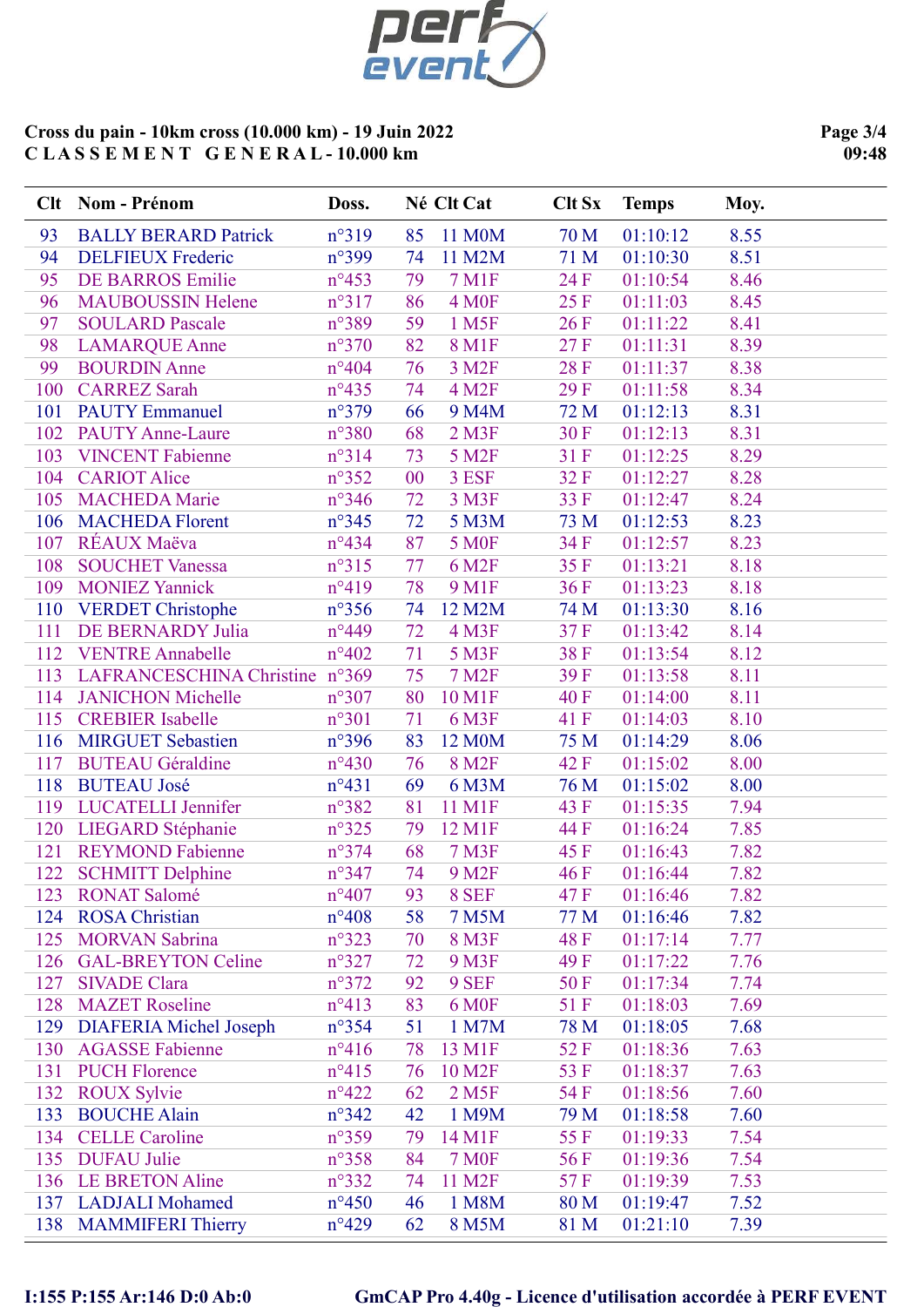**Cross du pain - 10km cross (10.000 km) - 19 Juin 2022**
**CLASSEMENT GENERAL - 10.000 km**

| Clt | Nom - Prénom | Doss. | Né | Clt Cat | Clt Sx | Temps | Moy. |
|---|---|---|---|---|---|---|---|
| 93 | BALLY BERARD Patrick | n°319 | 85 | 11 M0M | 70 M | 01:10:12 | 8.55 |
| 94 | DELFIEUX Frederic | n°399 | 74 | 11 M2M | 71 M | 01:10:30 | 8.51 |
| 95 | DE BARROS Emilie | n°453 | 79 | 7 M1F | 24 F | 01:10:54 | 8.46 |
| 96 | MAUBOUSSIN Helene | n°317 | 86 | 4 M0F | 25 F | 01:11:03 | 8.45 |
| 97 | SOULARD Pascale | n°389 | 59 | 1 M5F | 26 F | 01:11:22 | 8.41 |
| 98 | LAMARQUE Anne | n°370 | 82 | 8 M1F | 27 F | 01:11:31 | 8.39 |
| 99 | BOURDIN Anne | n°404 | 76 | 3 M2F | 28 F | 01:11:37 | 8.38 |
| 100 | CARREZ Sarah | n°435 | 74 | 4 M2F | 29 F | 01:11:58 | 8.34 |
| 101 | PAUTY Emmanuel | n°379 | 66 | 9 M4M | 72 M | 01:12:13 | 8.31 |
| 102 | PAUTY Anne-Laure | n°380 | 68 | 2 M3F | 30 F | 01:12:13 | 8.31 |
| 103 | VINCENT Fabienne | n°314 | 73 | 5 M2F | 31 F | 01:12:25 | 8.29 |
| 104 | CARIOT Alice | n°352 | 00 | 3 ESF | 32 F | 01:12:27 | 8.28 |
| 105 | MACHEDA Marie | n°346 | 72 | 3 M3F | 33 F | 01:12:47 | 8.24 |
| 106 | MACHEDA Florent | n°345 | 72 | 5 M3M | 73 M | 01:12:53 | 8.23 |
| 107 | RÉAUX Maëva | n°434 | 87 | 5 M0F | 34 F | 01:12:57 | 8.23 |
| 108 | SOUCHET Vanessa | n°315 | 77 | 6 M2F | 35 F | 01:13:21 | 8.18 |
| 109 | MONIEZ Yannick | n°419 | 78 | 9 M1F | 36 F | 01:13:23 | 8.18 |
| 110 | VERDET Christophe | n°356 | 74 | 12 M2M | 74 M | 01:13:30 | 8.16 |
| 111 | DE BERNARDY Julia | n°449 | 72 | 4 M3F | 37 F | 01:13:42 | 8.14 |
| 112 | VENTRE Annabelle | n°402 | 71 | 5 M3F | 38 F | 01:13:54 | 8.12 |
| 113 | LAFRANCESCHINA Christine | n°369 | 75 | 7 M2F | 39 F | 01:13:58 | 8.11 |
| 114 | JANICHON Michelle | n°307 | 80 | 10 M1F | 40 F | 01:14:00 | 8.11 |
| 115 | CREBIER Isabelle | n°301 | 71 | 6 M3F | 41 F | 01:14:03 | 8.10 |
| 116 | MIRGUET Sebastien | n°396 | 83 | 12 M0M | 75 M | 01:14:29 | 8.06 |
| 117 | BUTEAU Géraldine | n°430 | 76 | 8 M2F | 42 F | 01:15:02 | 8.00 |
| 118 | BUTEAU José | n°431 | 69 | 6 M3M | 76 M | 01:15:02 | 8.00 |
| 119 | LUCATELLI Jennifer | n°382 | 81 | 11 M1F | 43 F | 01:15:35 | 7.94 |
| 120 | LIEGARD Stéphanie | n°325 | 79 | 12 M1F | 44 F | 01:16:24 | 7.85 |
| 121 | REYMOND Fabienne | n°374 | 68 | 7 M3F | 45 F | 01:16:43 | 7.82 |
| 122 | SCHMITT Delphine | n°347 | 74 | 9 M2F | 46 F | 01:16:44 | 7.82 |
| 123 | RONAT Salomé | n°407 | 93 | 8 SEF | 47 F | 01:16:46 | 7.82 |
| 124 | ROSA Christian | n°408 | 58 | 7 M5M | 77 M | 01:16:46 | 7.82 |
| 125 | MORVAN Sabrina | n°323 | 70 | 8 M3F | 48 F | 01:17:14 | 7.77 |
| 126 | GAL-BREYTON Celine | n°327 | 72 | 9 M3F | 49 F | 01:17:22 | 7.76 |
| 127 | SIVADE Clara | n°372 | 92 | 9 SEF | 50 F | 01:17:34 | 7.74 |
| 128 | MAZET Roseline | n°413 | 83 | 6 M0F | 51 F | 01:18:03 | 7.69 |
| 129 | DIAFERIA Michel Joseph | n°354 | 51 | 1 M7M | 78 M | 01:18:05 | 7.68 |
| 130 | AGASSE Fabienne | n°416 | 78 | 13 M1F | 52 F | 01:18:36 | 7.63 |
| 131 | PUCH Florence | n°415 | 76 | 10 M2F | 53 F | 01:18:37 | 7.63 |
| 132 | ROUX Sylvie | n°422 | 62 | 2 M5F | 54 F | 01:18:56 | 7.60 |
| 133 | BOUCHE Alain | n°342 | 42 | 1 M9M | 79 M | 01:18:58 | 7.60 |
| 134 | CELLE Caroline | n°359 | 79 | 14 M1F | 55 F | 01:19:33 | 7.54 |
| 135 | DUFAU Julie | n°358 | 84 | 7 M0F | 56 F | 01:19:36 | 7.54 |
| 136 | LE BRETON Aline | n°332 | 74 | 11 M2F | 57 F | 01:19:39 | 7.53 |
| 137 | LADJALI Mohamed | n°450 | 46 | 1 M8M | 80 M | 01:19:47 | 7.52 |
| 138 | MAMMIFERI Thierry | n°429 | 62 | 8 M5M | 81 M | 01:21:10 | 7.39 |

I:155 P:155 Ar:146 D:0 Ab:0

GmCAP Pro 4.40g - Licence d'utilisation accordée à PERF EVENT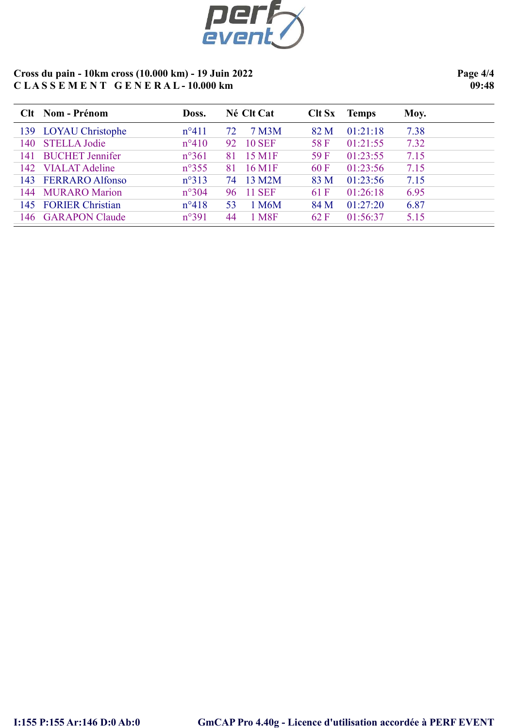**Cross du pain - 10km cross (10.000 km) - 19 Juin 2022**
**CLASSEMENT GENERAL - 10.000 km**

| Clt | Nom - Prénom | Doss. | Né | Clt Cat | Clt Sx | Temps | Moy. |
|---|---|---|---|---|---|---|---|
| 139 | LOYAU Christophe | n°411 | 72 | 7 M3M | 82 M | 01:21:18 | 7.38 |
| 140 | STELLA Jodie | n°410 | 92 | 10 SEF | 58 F | 01:21:55 | 7.32 |
| 141 | BUCHET Jennifer | n°361 | 81 | 15 M1F | 59 F | 01:23:55 | 7.15 |
| 142 | VIALAT Adeline | n°355 | 81 | 16 M1F | 60 F | 01:23:56 | 7.15 |
| 143 | FERRARO Alfonso | n°313 | 74 | 13 M2M | 83 M | 01:23:56 | 7.15 |
| 144 | MURARO Marion | n°304 | 96 | 11 SEF | 61 F | 01:26:18 | 6.95 |
| 145 | FORIER Christian | n°418 | 53 | 1 M6M | 84 M | 01:27:20 | 6.87 |
| 146 | GARAPON Claude | n°391 | 44 | 1 M8F | 62 F | 01:56:37 | 5.15 |

**I:155 P:155 Ar:146 D:0 Ab:0**